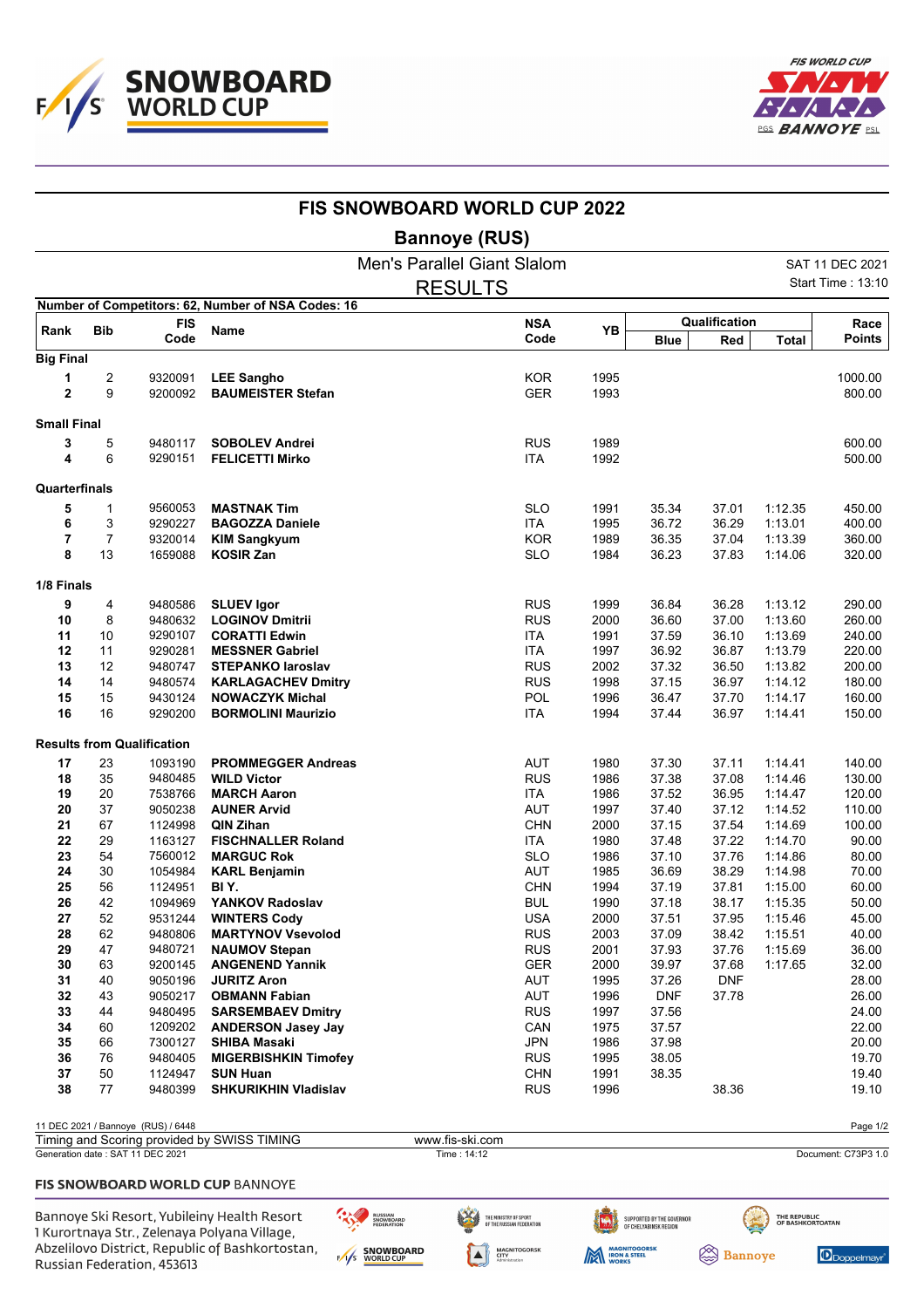# FIS SNOWBOARD WORLD CUP 2022

## Bannoye (RUS)

Men's Parallel Giant Slalom

RESULTS

SAT 11 DEC 2021
Start Time : 13:10

Number of Competitors: 62, Number of NSA Codes: 16

| Rank | Bib | FIS Code | Name | NSA Code | YB | Qualification | | | Race Points |
|---|---|---|---|---|---|---|---|---|---|
| | | | | | | Blue | Red | Total | |
| **Big Final** | | | | | | | | | |
| **1** | 2 | 9320091 | **LEE Sangho** | KOR | 1995 | | | | 1000.00 |
| **2** | 9 | 9200092 | **BAUMEISTER Stefan** | GER | 1993 | | | | 800.00 |
| **Small Final** | | | | | | | | | |
| **3** | 5 | 9480117 | **SOBOLEV Andrei** | RUS | 1989 | | | | 600.00 |
| **4** | 6 | 9290151 | **FELICETTI Mirko** | ITA | 1992 | | | | 500.00 |
| **Quarterfinals** | | | | | | | | | |
| **5** | 1 | 9560053 | **MASTNAK Tim** | SLO | 1991 | 35.34 | 37.01 | 1:12.35 | 450.00 |
| **6** | 3 | 9290227 | **BAGOZZA Daniele** | ITA | 1995 | 36.72 | 36.29 | 1:13.01 | 400.00 |
| **7** | 7 | 9320014 | **KIM Sangkyum** | KOR | 1989 | 36.35 | 37.04 | 1:13.39 | 360.00 |
| **8** | 13 | 1659088 | **KOSIR Zan** | SLO | 1984 | 36.23 | 37.83 | 1:14.06 | 320.00 |
| **1/8 Finals** | | | | | | | | | |
| **9** | 4 | 9480586 | **SLUEV Igor** | RUS | 1999 | 36.84 | 36.28 | 1:13.12 | 290.00 |
| **10** | 8 | 9480632 | **LOGINOV Dmitrii** | RUS | 2000 | 36.60 | 37.00 | 1:13.60 | 260.00 |
| **11** | 10 | 9290107 | **CORATTI Edwin** | ITA | 1991 | 37.59 | 36.10 | 1:13.69 | 240.00 |
| **12** | 11 | 9290281 | **MESSNER Gabriel** | ITA | 1997 | 36.92 | 36.87 | 1:13.79 | 220.00 |
| **13** | 12 | 9480747 | **STEPANKO Iaroslav** | RUS | 2002 | 37.32 | 36.50 | 1:13.82 | 200.00 |
| **14** | 14 | 9480574 | **KARLAGACHEV Dmitry** | RUS | 1998 | 37.15 | 36.97 | 1:14.12 | 180.00 |
| **15** | 15 | 9430124 | **NOWACZYK Michal** | POL | 1996 | 36.47 | 37.70 | 1:14.17 | 160.00 |
| **16** | 16 | 9290200 | **BORMOLINI Maurizio** | ITA | 1994 | 37.44 | 36.97 | 1:14.41 | 150.00 |
| **Results from Qualification** | | | | | | | | | |
| **17** | 23 | 1093190 | **PROMMEGGER Andreas** | AUT | 1980 | 37.30 | 37.11 | 1:14.41 | 140.00 |
| **18** | 35 | 9480485 | **WILD Victor** | RUS | 1986 | 37.38 | 37.08 | 1:14.46 | 130.00 |
| **19** | 20 | 7538766 | **MARCH Aaron** | ITA | 1986 | 37.52 | 36.95 | 1:14.47 | 120.00 |
| **20** | 37 | 9050238 | **AUNER Arvid** | AUT | 1997 | 37.40 | 37.12 | 1:14.52 | 110.00 |
| **21** | 67 | 1124998 | **QIN Zihan** | CHN | 2000 | 37.15 | 37.54 | 1:14.69 | 100.00 |
| **22** | 29 | 1163127 | **FISCHNALLER Roland** | ITA | 1980 | 37.48 | 37.22 | 1:14.70 | 90.00 |
| **23** | 54 | 7560012 | **MARGUC Rok** | SLO | 1986 | 37.10 | 37.76 | 1:14.86 | 80.00 |
| **24** | 30 | 1054984 | **KARL Benjamin** | AUT | 1985 | 36.69 | 38.29 | 1:14.98 | 70.00 |
| **25** | 56 | 1124951 | **BI Y.** | CHN | 1994 | 37.19 | 37.81 | 1:15.00 | 60.00 |
| **26** | 42 | 1094969 | **YANKOV Radoslav** | BUL | 1990 | 37.18 | 38.17 | 1:15.35 | 50.00 |
| **27** | 52 | 9531244 | **WINTERS Cody** | USA | 2000 | 37.51 | 37.95 | 1:15.46 | 45.00 |
| **28** | 62 | 9480806 | **MARTYNOV Vsevolod** | RUS | 2003 | 37.09 | 38.42 | 1:15.51 | 40.00 |
| **29** | 47 | 9480721 | **NAUMOV Stepan** | RUS | 2001 | 37.93 | 37.76 | 1:15.69 | 36.00 |
| **30** | 63 | 9200145 | **ANGENEND Yannik** | GER | 2000 | 39.97 | 37.68 | 1:17.65 | 32.00 |
| **31** | 40 | 9050196 | **JURITZ Aron** | AUT | 1995 | 37.26 | DNF | | 28.00 |
| **32** | 43 | 9050217 | **OBMANN Fabian** | AUT | 1996 | DNF | 37.78 | | 26.00 |
| **33** | 44 | 9480495 | **SARSEMBAEV Dmitry** | RUS | 1997 | 37.56 | | | 24.00 |
| **34** | 60 | 1209202 | **ANDERSON Jasey Jay** | CAN | 1975 | 37.57 | | | 22.00 |
| **35** | 66 | 7300127 | **SHIBA Masaki** | JPN | 1986 | 37.98 | | | 20.00 |
| **36** | 76 | 9480405 | **MIGERBISHKIN Timofey** | RUS | 1995 | 38.05 | | | 19.70 |
| **37** | 50 | 1124947 | **SUN Huan** | CHN | 1991 | 38.35 | | | 19.40 |
| **38** | 77 | 9480399 | **SHKURIKHIN Vladislav** | RUS | 1996 | | 38.36 | | 19.10 |

11 DEC 2021 / Bannoye (RUS) / 6448

Timing and Scoring provided by SWISS TIMING — www.fis-ski.com

Generation date : SAT 11 DEC 2021 — Time : 14:12 — Document: C73P3 1.0

**FIS SNOWBOARD WORLD CUP** BANNOYE

Bannoye Ski Resort, Yubileiny Health Resort
1 Kurortnaya Str., Zelenaya Polyana Village,
Abzelilovo District, Republic of Bashkortostan,
Russian Federation, 453613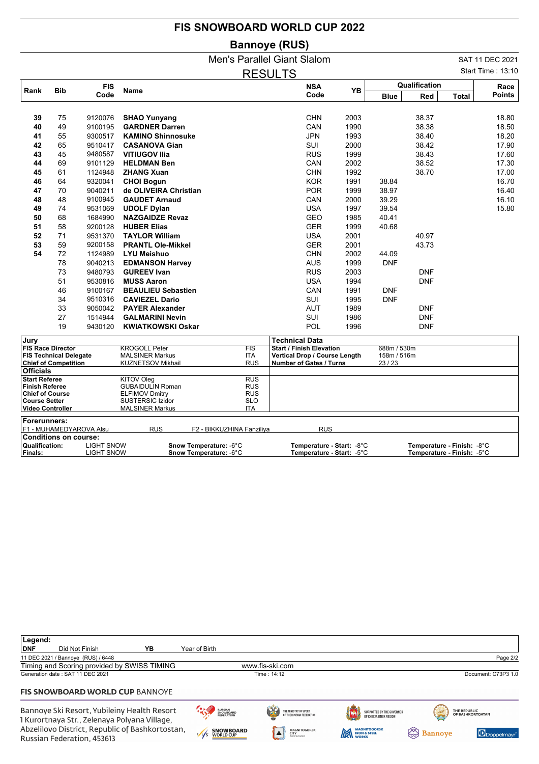# FIS SNOWBOARD WORLD CUP 2022

## Bannoye (RUS)

### Men's Parallel Giant Slalom

SAT 11 DEC 2021

RESULTS

Start Time : 13:10

| Rank | Bib | FIS Code | Name | NSA Code | YB | Qualification Blue | Qualification Red | Qualification Total | Race Points |
|---|---|---|---|---|---|---|---|---|---|
| 39 | 75 | 9120076 | **SHAO Yunyang** | CHN | 2003 | | 38.37 | | 18.80 |
| 40 | 49 | 9100195 | **GARDNER Darren** | CAN | 1990 | | 38.38 | | 18.50 |
| 41 | 55 | 9300517 | **KAMINO Shinnosuke** | JPN | 1993 | | 38.40 | | 18.20 |
| 42 | 65 | 9510417 | **CASANOVA Gian** | SUI | 2000 | | 38.42 | | 17.90 |
| 43 | 45 | 9480587 | **VITIUGOV Ilia** | RUS | 1999 | | 38.43 | | 17.60 |
| 44 | 69 | 9101129 | **HELDMAN Ben** | CAN | 2002 | | 38.52 | | 17.30 |
| 45 | 61 | 1124948 | **ZHANG Xuan** | CHN | 1992 | | 38.70 | | 17.00 |
| 46 | 64 | 9320041 | **CHOI Bogun** | KOR | 1991 | 38.84 | | | 16.70 |
| 47 | 70 | 9040211 | **de OLIVEIRA Christian** | POR | 1999 | 38.97 | | | 16.40 |
| 48 | 48 | 9100945 | **GAUDET Arnaud** | CAN | 2000 | 39.29 | | | 16.10 |
| 49 | 74 | 9531069 | **UDOLF Dylan** | USA | 1997 | 39.54 | | | 15.80 |
| 50 | 68 | 1684990 | **NAZGAIDZE Revaz** | GEO | 1985 | 40.41 | | | |
| 51 | 58 | 9200128 | **HUBER Elias** | GER | 1999 | 40.68 | | | |
| 52 | 71 | 9531370 | **TAYLOR William** | USA | 2001 | | 40.97 | | |
| 53 | 59 | 9200158 | **PRANTL Ole-Mikkel** | GER | 2001 | | 43.73 | | |
| 54 | 72 | 1124989 | **LYU Meishuo** | CHN | 2002 | 44.09 | | | |
| | 78 | 9040213 | **EDMANSON Harvey** | AUS | 1999 | DNF | | | |
| | 73 | 9480793 | **GUREEV Ivan** | RUS | 2003 | | DNF | | |
| | 51 | 9530816 | **MUSS Aaron** | USA | 1994 | | DNF | | |
| | 46 | 9100167 | **BEAULIEU Sebastien** | CAN | 1991 | DNF | | | |
| | 34 | 9510316 | **CAVIEZEL Dario** | SUI | 1995 | DNF | | | |
| | 33 | 9050042 | **PAYER Alexander** | AUT | 1989 | | DNF | | |
| | 27 | 1514944 | **GALMARINI Nevin** | SUI | 1986 | | DNF | | |
| | 19 | 9430120 | **KWIATKOWSKI Oskar** | POL | 1996 | | DNF | | |

| Jury | | |
|---|---|---|
| FIS Race Director | KROGOLL Peter | FIS |
| FIS Technical Delegate | MALSINER Markus | ITA |
| Chief of Competition | KUZNETSOV Mikhail | RUS |
| **Officials** | | |
| Start Referee | KITOV Oleg | RUS |
| Finish Referee | GUBAIDULIN Roman | RUS |
| Chief of Course | ELFIMOV Dmitry | RUS |
| Course Setter | SUSTERSIC Izidor | SLO |
| Video Controller | MALSINER Markus | ITA |

| Technical Data | |
|---|---|
| Start / Finish Elevation | 688m / 530m |
| Vertical Drop / Course Length | 158m / 516m |
| Number of Gates / Turns | 23 / 23 |

**Forerunners:**
F1 - MUHAMEDYAROVA Alsu RUS  F2 - BIKKUZHINA Fanziliya RUS

**Conditions on course:**

| | | | | |
|---|---|---|---|---|
| Qualification: | LIGHT SNOW | Snow Temperature: -6°C | Temperature - Start: -8°C | Temperature - Finish: -8°C |
| Finals: | LIGHT SNOW | Snow Temperature: -6°C | Temperature - Start: -5°C | Temperature - Finish: -5°C |

**Legend:**
DNF Did Not Finish   YB Year of Birth

11 DEC 2021 / Bannoye (RUS) / 6448

Timing and Scoring provided by SWISS TIMING — www.fis-ski.com

Generation date : SAT 11 DEC 2021 — Time : 14:12 — Document: C73P3 1.0

**FIS SNOWBOARD WORLD CUP** BANNOYE

Bannoye Ski Resort, Yubileiny Health Resort
1 Kurortnaya Str., Zelenaya Polyana Village,
Abzelilovo District, Republic of Bashkortostan,
Russian Federation, 453613